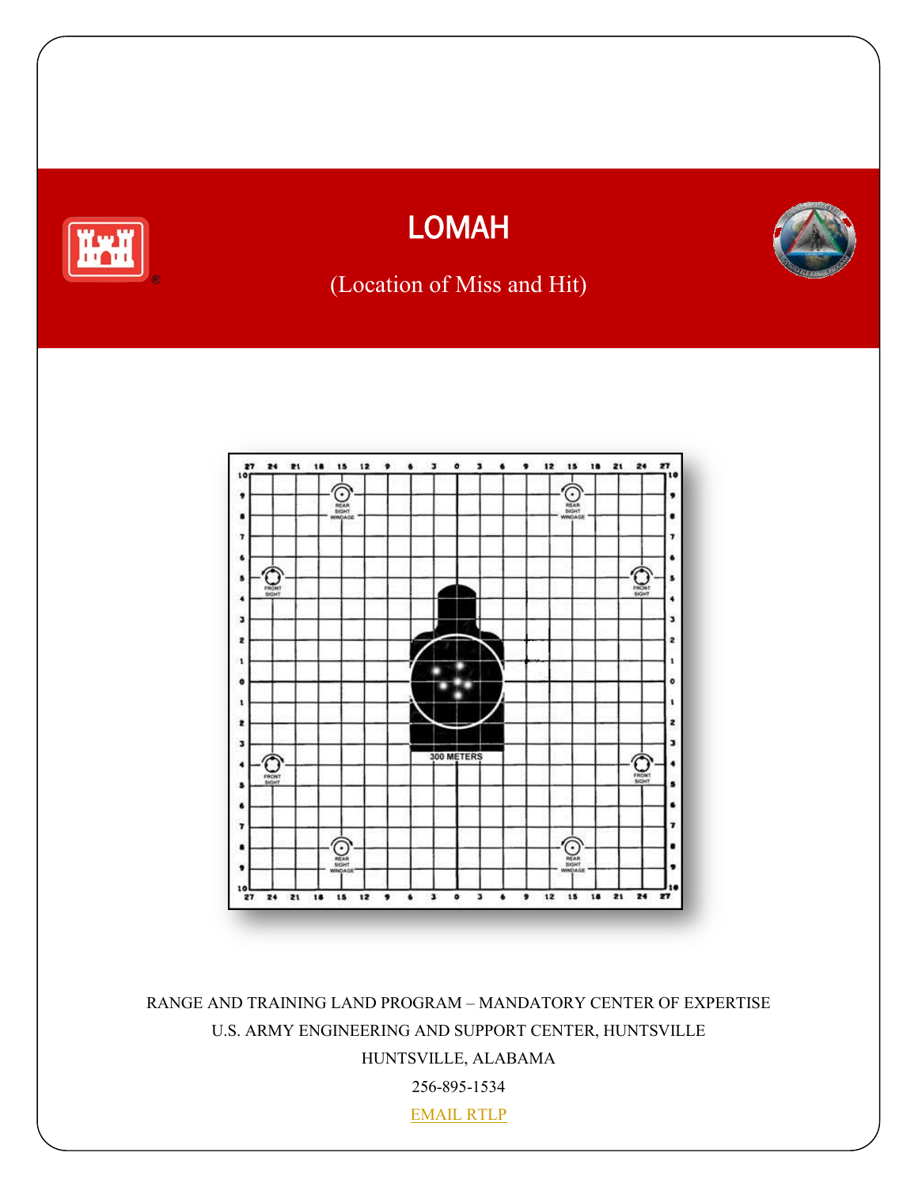# LOMAH

(Location of Miss and Hit)

RANGE AND TRAINING LAND PROGRAM – MANDATORY CENTER OF EXPERTISE

U.S. ARMY ENGINEERING AND SUPPORT CENTER, HUNTSVILLE

HUNTSVILLE, ALABAMA

256-895-1534

EMAIL RTLP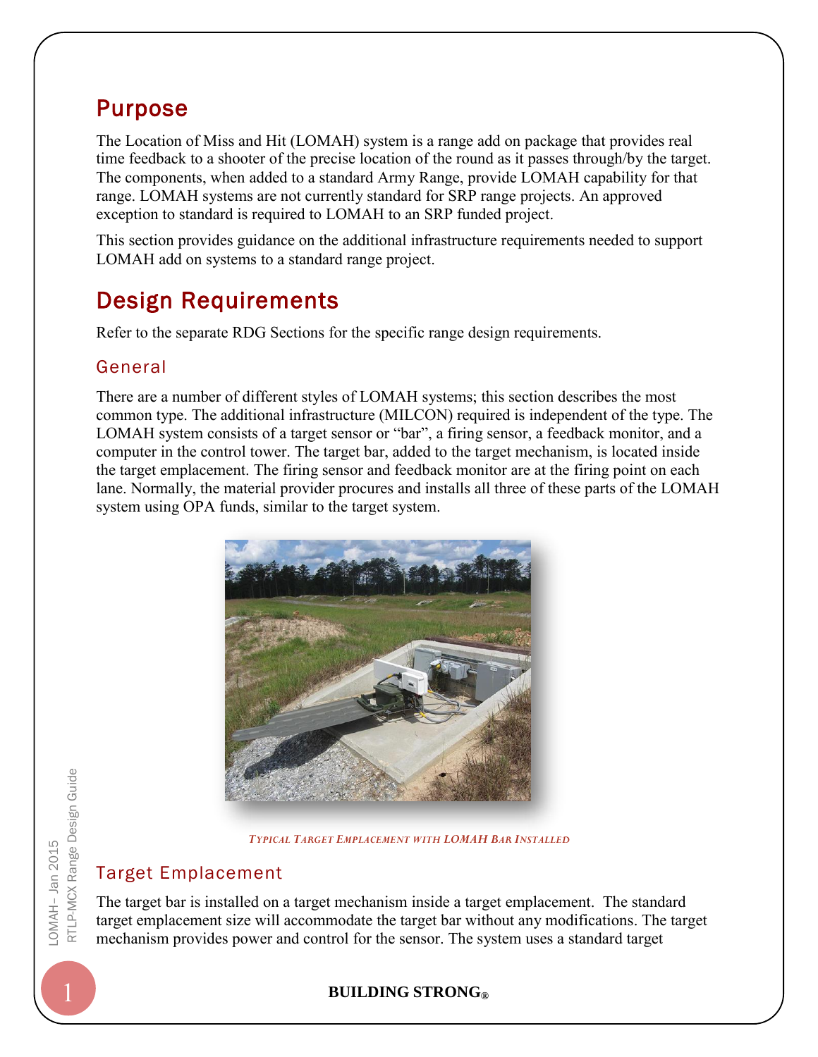## Purpose

The Location of Miss and Hit (LOMAH) system is a range add on package that provides real time feedback to a shooter of the precise location of the round as it passes through/by the target. The components, when added to a standard Army Range, provide LOMAH capability for that range. LOMAH systems are not currently standard for SRP range projects. An approved exception to standard is required to LOMAH to an SRP funded project.

This section provides guidance on the additional infrastructure requirements needed to support LOMAH add on systems to a standard range project.

## Design Requirements

Refer to the separate RDG Sections for the specific range design requirements.

### General

There are a number of different styles of LOMAH systems; this section describes the most common type. The additional infrastructure (MILCON) required is independent of the type. The LOMAH system consists of a target sensor or "bar", a firing sensor, a feedback monitor, and a computer in the control tower. The target bar, added to the target mechanism, is located inside the target emplacement. The firing sensor and feedback monitor are at the firing point on each lane. Normally, the material provider procures and installs all three of these parts of the LOMAH system using OPA funds, similar to the target system.

*Typical Target Emplacement with LOMAH Bar Installed*

### Target Emplacement

The target bar is installed on a target mechanism inside a target emplacement. The standard target emplacement size will accommodate the target bar without any modifications. The target mechanism provides power and control for the sensor. The system uses a standard target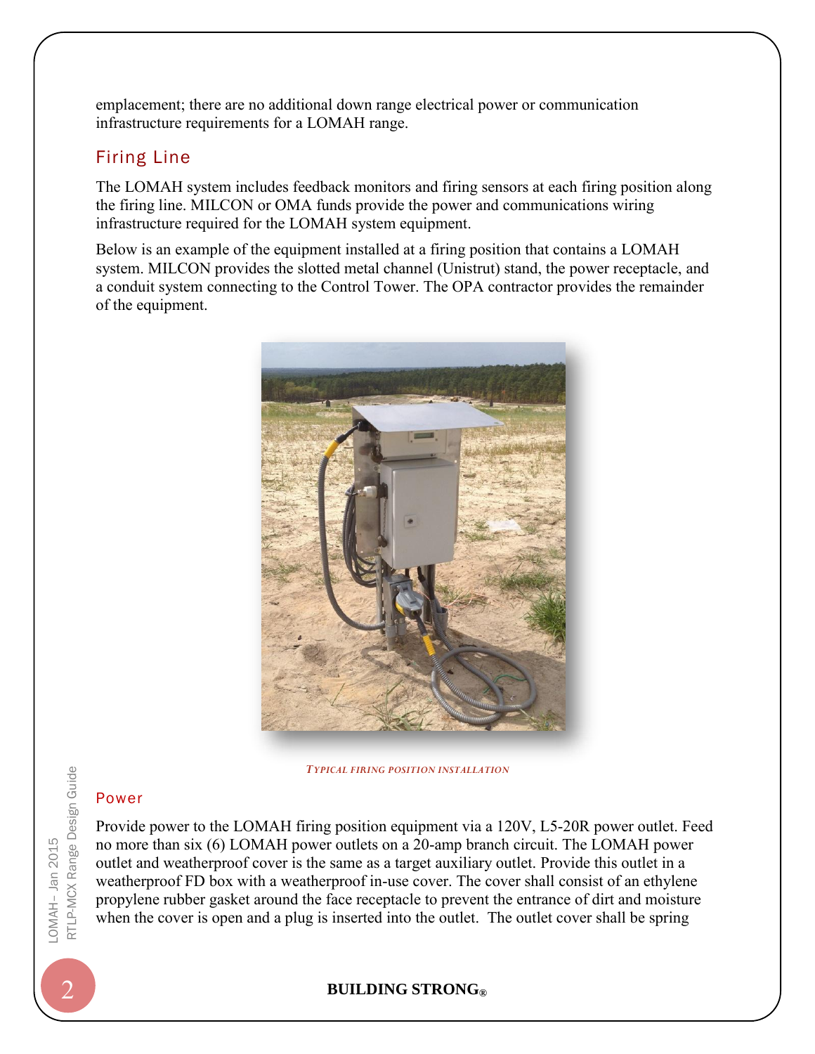emplacement; there are no additional down range electrical power or communication infrastructure requirements for a LOMAH range.

## Firing Line

The LOMAH system includes feedback monitors and firing sensors at each firing position along the firing line. MILCON or OMA funds provide the power and communications wiring infrastructure required for the LOMAH system equipment.

Below is an example of the equipment installed at a firing position that contains a LOMAH system. MILCON provides the slotted metal channel (Unistrut) stand, the power receptacle, and a conduit system connecting to the Control Tower. The OPA contractor provides the remainder of the equipment.

*TYPICAL FIRING POSITION INSTALLATION*

### Power

Provide power to the LOMAH firing position equipment via a 120V, L5-20R power outlet. Feed no more than six (6) LOMAH power outlets on a 20-amp branch circuit. The LOMAH power outlet and weatherproof cover is the same as a target auxiliary outlet. Provide this outlet in a weatherproof FD box with a weatherproof in-use cover. The cover shall consist of an ethylene propylene rubber gasket around the face receptacle to prevent the entrance of dirt and moisture when the cover is open and a plug is inserted into the outlet. The outlet cover shall be spring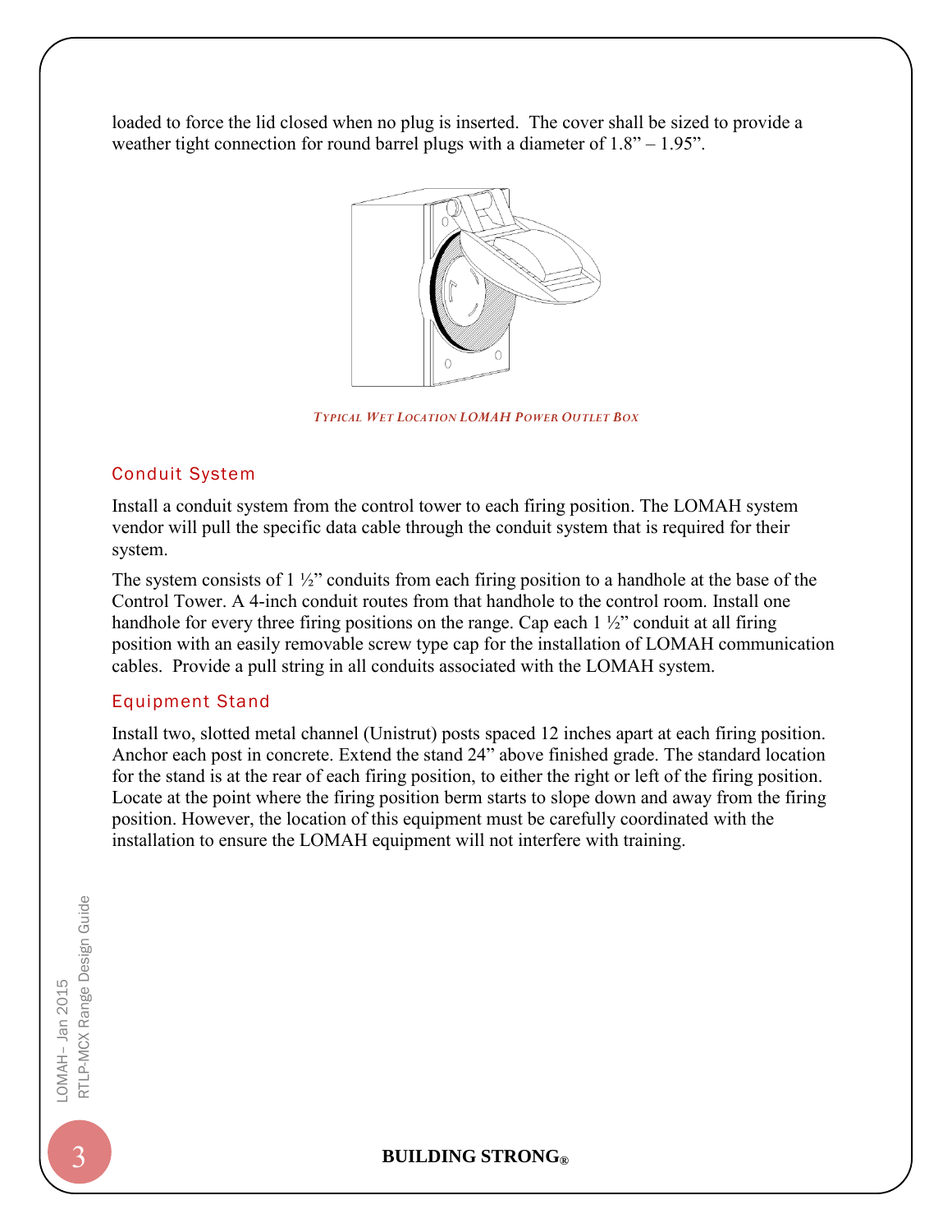loaded to force the lid closed when no plug is inserted. The cover shall be sized to provide a weather tight connection for round barrel plugs with a diameter of 1.8” – 1.95”.

*TYPICAL WET LOCATION LOMAH POWER OUTLET BOX*

## Conduit System

Install a conduit system from the control tower to each firing position. The LOMAH system vendor will pull the specific data cable through the conduit system that is required for their system.

The system consists of 1 ½” conduits from each firing position to a handhole at the base of the Control Tower. A 4-inch conduit routes from that handhole to the control room. Install one handhole for every three firing positions on the range. Cap each 1 ½” conduit at all firing position with an easily removable screw type cap for the installation of LOMAH communication cables. Provide a pull string in all conduits associated with the LOMAH system.

## Equipment Stand

Install two, slotted metal channel (Unistrut) posts spaced 12 inches apart at each firing position. Anchor each post in concrete. Extend the stand 24” above finished grade. The standard location for the stand is at the rear of each firing position, to either the right or left of the firing position. Locate at the point where the firing position berm starts to slope down and away from the firing position. However, the location of this equipment must be carefully coordinated with the installation to ensure the LOMAH equipment will not interfere with training.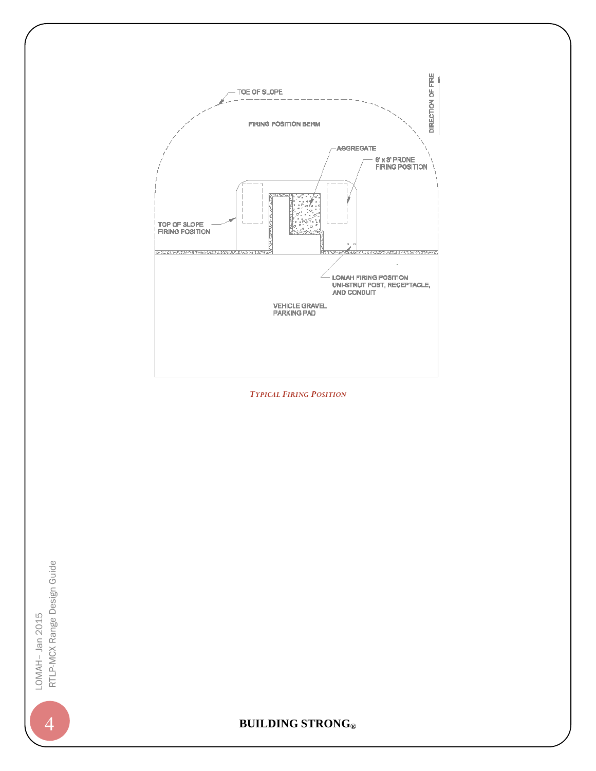TOE OF SLOPE

FIRING POSITION BERM

DIRECTION OF FIRE

AGGREGATE

6' x 3' PRONE
FIRING POSITION

TOP OF SLOPE
FIRING POSITION

LOMAH FIRING POSITION
UNI-STRUT POST, RECEPTACLE,
AND CONDUIT

VEHICLE GRAVEL
PARKING PAD

***Typical Firing Position***